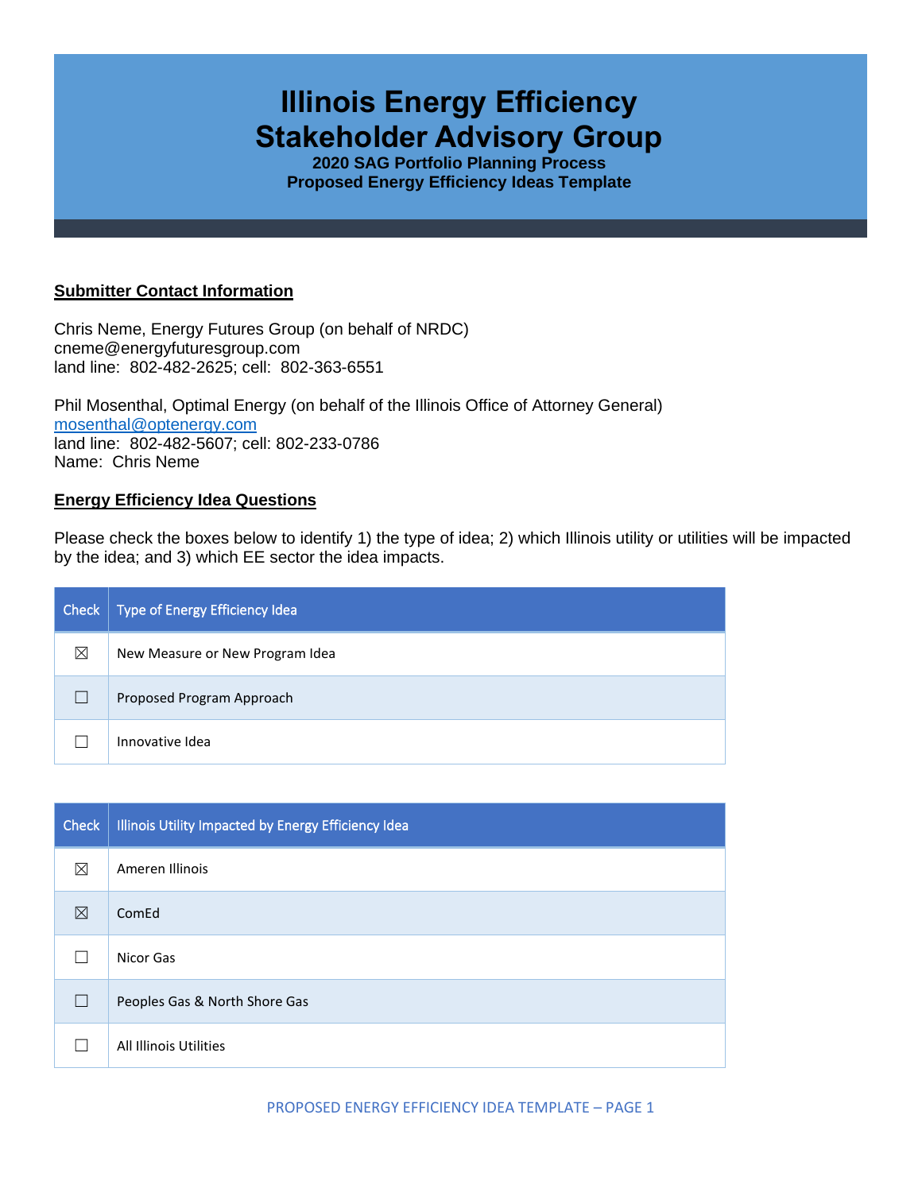# Illinois Energy Efficiency Stakeholder Advisory Group

**2020 SAG Portfolio Planning Process**
**Proposed Energy Efficiency Ideas Template**

## Submitter Contact Information

Chris Neme, Energy Futures Group (on behalf of NRDC)
cneme@energyfuturesgroup.com
land line: 802-482-2625; cell: 802-363-6551

Phil Mosenthal, Optimal Energy (on behalf of the Illinois Office of Attorney General)
mosenthal@optenergy.com
land line: 802-482-5607; cell: 802-233-0786
Name: Chris Neme

## Energy Efficiency Idea Questions

Please check the boxes below to identify 1) the type of idea; 2) which Illinois utility or utilities will be impacted by the idea; and 3) which EE sector the idea impacts.

| Check | Type of Energy Efficiency Idea |
|---|---|
| ☒ | New Measure or New Program Idea |
| ☐ | Proposed Program Approach |
| ☐ | Innovative Idea |

| Check | Illinois Utility Impacted by Energy Efficiency Idea |
|---|---|
| ☒ | Ameren Illinois |
| ☒ | ComEd |
| ☐ | Nicor Gas |
| ☐ | Peoples Gas & North Shore Gas |
| ☐ | All Illinois Utilities |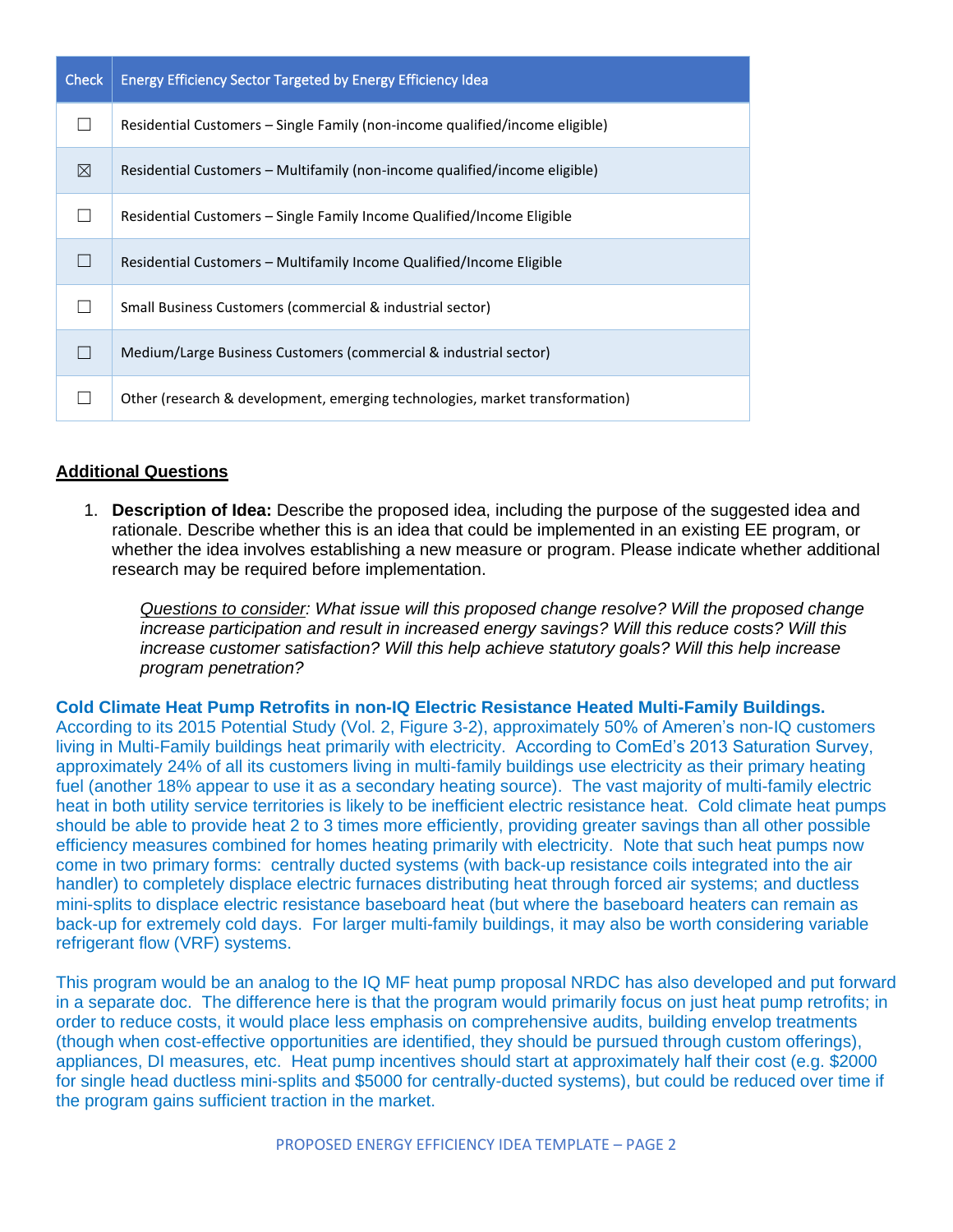| Check | Energy Efficiency Sector Targeted by Energy Efficiency Idea |
|---|---|
| ☐ | Residential Customers – Single Family (non-income qualified/income eligible) |
| ☒ | Residential Customers – Multifamily (non-income qualified/income eligible) |
| ☐ | Residential Customers – Single Family Income Qualified/Income Eligible |
| ☐ | Residential Customers – Multifamily Income Qualified/Income Eligible |
| ☐ | Small Business Customers (commercial & industrial sector) |
| ☐ | Medium/Large Business Customers (commercial & industrial sector) |
| ☐ | Other (research & development, emerging technologies, market transformation) |

## Additional Questions

1. **Description of Idea:** Describe the proposed idea, including the purpose of the suggested idea and rationale. Describe whether this is an idea that could be implemented in an existing EE program, or whether the idea involves establishing a new measure or program. Please indicate whether additional research may be required before implementation.

   *Questions to consider: What issue will this proposed change resolve? Will the proposed change increase participation and result in increased energy savings? Will this reduce costs? Will this increase customer satisfaction? Will this help achieve statutory goals? Will this help increase program penetration?*

**Cold Climate Heat Pump Retrofits in non-IQ Electric Resistance Heated Multi-Family Buildings.** According to its 2015 Potential Study (Vol. 2, Figure 3-2), approximately 50% of Ameren's non-IQ customers living in Multi-Family buildings heat primarily with electricity. According to ComEd's 2013 Saturation Survey, approximately 24% of all its customers living in multi-family buildings use electricity as their primary heating fuel (another 18% appear to use it as a secondary heating source). The vast majority of multi-family electric heat in both utility service territories is likely to be inefficient electric resistance heat. Cold climate heat pumps should be able to provide heat 2 to 3 times more efficiently, providing greater savings than all other possible efficiency measures combined for homes heating primarily with electricity. Note that such heat pumps now come in two primary forms: centrally ducted systems (with back-up resistance coils integrated into the air handler) to completely displace electric furnaces distributing heat through forced air systems; and ductless mini-splits to displace electric resistance baseboard heat (but where the baseboard heaters can remain as back-up for extremely cold days. For larger multi-family buildings, it may also be worth considering variable refrigerant flow (VRF) systems.

This program would be an analog to the IQ MF heat pump proposal NRDC has also developed and put forward in a separate doc. The difference here is that the program would primarily focus on just heat pump retrofits; in order to reduce costs, it would place less emphasis on comprehensive audits, building envelop treatments (though when cost-effective opportunities are identified, they should be pursued through custom offerings), appliances, DI measures, etc. Heat pump incentives should start at approximately half their cost (e.g. $2000 for single head ductless mini-splits and $5000 for centrally-ducted systems), but could be reduced over time if the program gains sufficient traction in the market.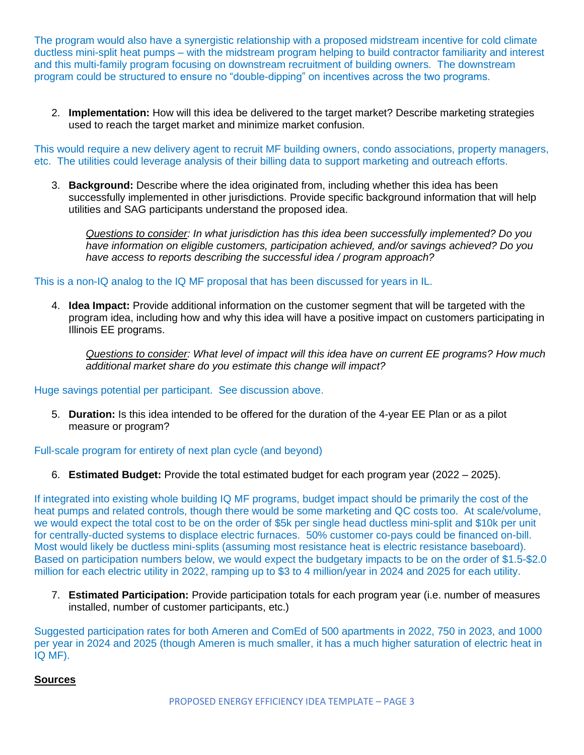The program would also have a synergistic relationship with a proposed midstream incentive for cold climate ductless mini-split heat pumps – with the midstream program helping to build contractor familiarity and interest and this multi-family program focusing on downstream recruitment of building owners. The downstream program could be structured to ensure no "double-dipping" on incentives across the two programs.

2. **Implementation:** How will this idea be delivered to the target market? Describe marketing strategies used to reach the target market and minimize market confusion.

This would require a new delivery agent to recruit MF building owners, condo associations, property managers, etc. The utilities could leverage analysis of their billing data to support marketing and outreach efforts.

3. **Background:** Describe where the idea originated from, including whether this idea has been successfully implemented in other jurisdictions. Provide specific background information that will help utilities and SAG participants understand the proposed idea.

   *Questions to consider: In what jurisdiction has this idea been successfully implemented? Do you have information on eligible customers, participation achieved, and/or savings achieved? Do you have access to reports describing the successful idea / program approach?*

This is a non-IQ analog to the IQ MF proposal that has been discussed for years in IL.

4. **Idea Impact:** Provide additional information on the customer segment that will be targeted with the program idea, including how and why this idea will have a positive impact on customers participating in Illinois EE programs.

   *Questions to consider: What level of impact will this idea have on current EE programs? How much additional market share do you estimate this change will impact?*

Huge savings potential per participant. See discussion above.

5. **Duration:** Is this idea intended to be offered for the duration of the 4-year EE Plan or as a pilot measure or program?

Full-scale program for entirety of next plan cycle (and beyond)

6. **Estimated Budget:** Provide the total estimated budget for each program year (2022 – 2025).

If integrated into existing whole building IQ MF programs, budget impact should be primarily the cost of the heat pumps and related controls, though there would be some marketing and QC costs too. At scale/volume, we would expect the total cost to be on the order of $5k per single head ductless mini-split and $10k per unit for centrally-ducted systems to displace electric furnaces. 50% customer co-pays could be financed on-bill. Most would likely be ductless mini-splits (assuming most resistance heat is electric resistance baseboard). Based on participation numbers below, we would expect the budgetary impacts to be on the order of $1.5-$2.0 million for each electric utility in 2022, ramping up to $3 to 4 million/year in 2024 and 2025 for each utility.

7. **Estimated Participation:** Provide participation totals for each program year (i.e. number of measures installed, number of customer participants, etc.)

Suggested participation rates for both Ameren and ComEd of 500 apartments in 2022, 750 in 2023, and 1000 per year in 2024 and 2025 (though Ameren is much smaller, it has a much higher saturation of electric heat in IQ MF).

**Sources**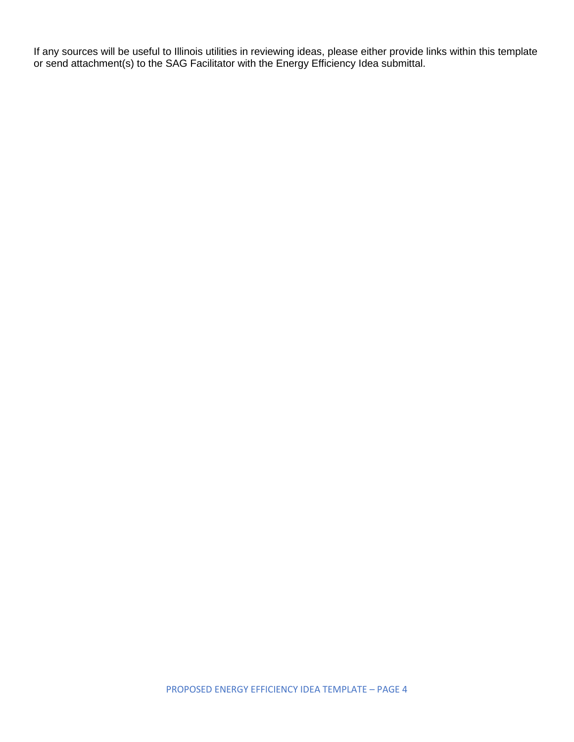If any sources will be useful to Illinois utilities in reviewing ideas, please either provide links within this template or send attachment(s) to the SAG Facilitator with the Energy Efficiency Idea submittal.